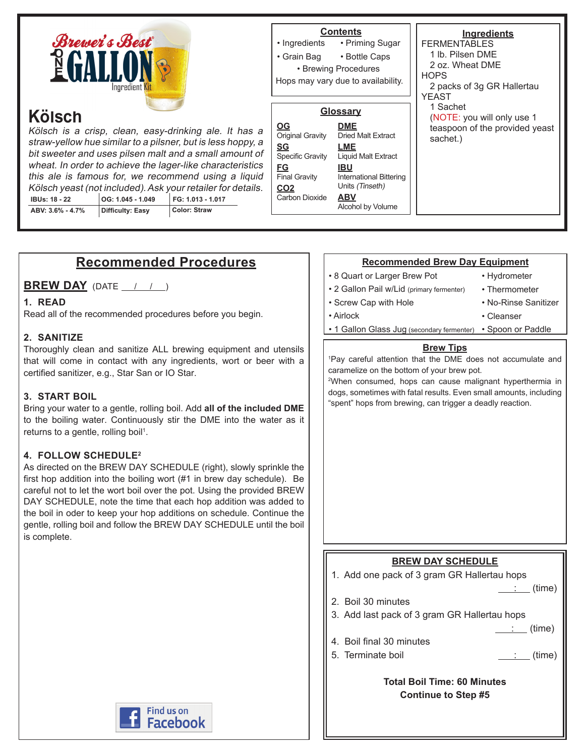Brewer's Best® ONE GALLON Ingredient Kit

# Kölsch

*Kölsch is a crisp, clean, easy-drinking ale. It has a straw-yellow hue similar to a pilsner, but is less hoppy, a bit sweeter and uses pilsen malt and a small amount of wheat. In order to achieve the lager-like characteristics this ale is famous for, we recommend using a liquid Kölsch yeast (not included). Ask your retailer for details.*

| IBUs: 18 - 22 | OG: 1.045 - 1.049 | FG: 1.013 - 1.017 |
|---|---|---|
| ABV: 3.6% - 4.7% | Difficulty: Easy | Color: Straw |

## Contents

- Ingredients
- Priming Sugar
- Grain Bag
- Bottle Caps
- Brewing Procedures

Hops may vary due to availability.

## Glossary

**OG** Original Gravity
**SG** Specific Gravity
**FG** Final Gravity
**CO2** Carbon Dioxide
**DME** Dried Malt Extract
**LME** Liquid Malt Extract
**IBU** International Bittering Units *(Tinseth)*
**ABV** Alcohol by Volume

## Ingredients

FERMENTABLES
- 1 lb. Pilsen DME
- 2 oz. Wheat DME

HOPS
- 2 packs of 3g GR Hallertau

YEAST
- 1 Sachet

(NOTE: you will only use 1 teaspoon of the provided yeast sachet.)

## Recommended Procedures

### BREW DAY (DATE __/__/__)

**1. READ**
Read all of the recommended procedures before you begin.

**2. SANITIZE**
Thoroughly clean and sanitize ALL brewing equipment and utensils that will come in contact with any ingredients, wort or beer with a certified sanitizer, e.g., Star San or IO Star.

**3. START BOIL**
Bring your water to a gentle, rolling boil. Add **all of the included DME** to the boiling water. Continuously stir the DME into the water as it returns to a gentle, rolling boil[1].

**4. FOLLOW SCHEDULE[2]**
As directed on the BREW DAY SCHEDULE (right), slowly sprinkle the first hop addition into the boiling wort (#1 in brew day schedule). Be careful not to let the wort boil over the pot. Using the provided BREW DAY SCHEDULE, note the time that each hop addition was added to the boil in oder to keep your hop additions on schedule. Continue the gentle, rolling boil and follow the BREW DAY SCHEDULE until the boil is complete.

Find us on Facebook

## Recommended Brew Day Equipment

- 8 Quart or Larger Brew Pot
- 2 Gallon Pail w/Lid (primary fermenter)
- Screw Cap with Hole
- Airlock
- 1 Gallon Glass Jug (secondary fermenter)
- Hydrometer
- Thermometer
- No-Rinse Sanitizer
- Cleanser
- Spoon or Paddle

## Brew Tips

[1]Pay careful attention that the DME does not accumulate and caramelize on the bottom of your brew pot.
[2]When consumed, hops can cause malignant hyperthermia in dogs, sometimes with fatal results. Even small amounts, including "spent" hops from brewing, can trigger a deadly reaction.

## BREW DAY SCHEDULE

1. Add one pack of 3 gram GR Hallertau hops ___:___ (time)
2. Boil 30 minutes
3. Add last pack of 3 gram GR Hallertau hops ___:___ (time)
4. Boil final 30 minutes
5. Terminate boil ___:___ (time)

**Total Boil Time: 60 Minutes**
**Continue to Step #5**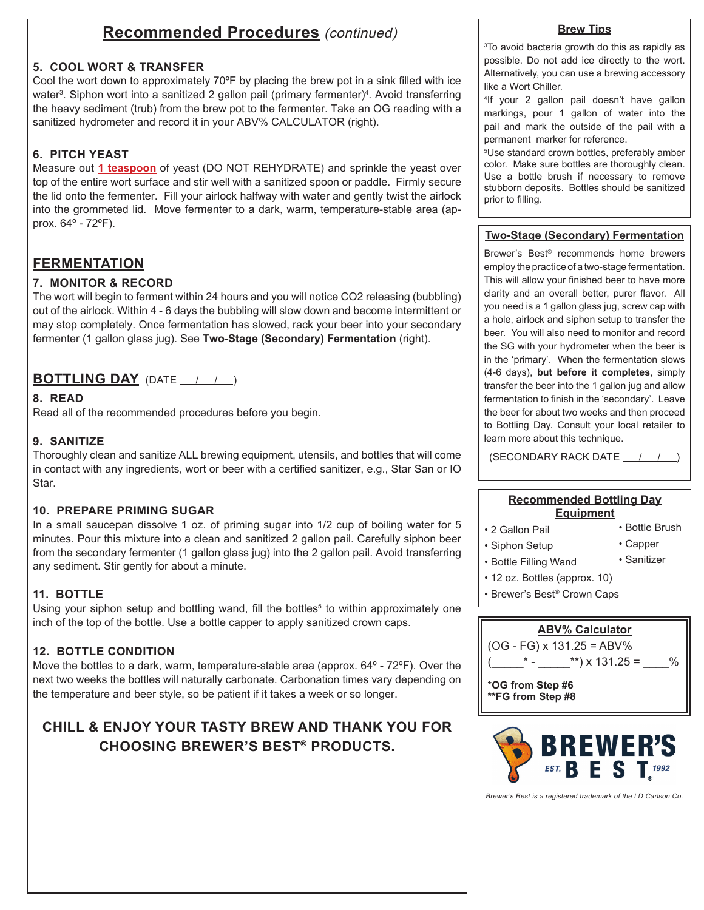## Recommended Procedures *(continued)*

### 5. COOL WORT & TRANSFER

Cool the wort down to approximately 70ºF by placing the brew pot in a sink filled with ice water[3]. Siphon wort into a sanitized 2 gallon pail (primary fermenter)[4]. Avoid transferring the heavy sediment (trub) from the brew pot to the fermenter. Take an OG reading with a sanitized hydrometer and record it in your ABV% CALCULATOR (right).

### 6. PITCH YEAST

Measure out **1 teaspoon** of yeast (DO NOT REHYDRATE) and sprinkle the yeast over top of the entire wort surface and stir well with a sanitized spoon or paddle. Firmly secure the lid onto the fermenter. Fill your airlock halfway with water and gently twist the airlock into the grommeted lid. Move fermenter to a dark, warm, temperature-stable area (approx. 64º - 72ºF).

## FERMENTATION

### 7. MONITOR & RECORD

The wort will begin to ferment within 24 hours and you will notice $CO_2$ releasing (bubbling) out of the airlock. Within 4 - 6 days the bubbling will slow down and become intermittent or may stop completely. Once fermentation has slowed, rack your beer into your secondary fermenter (1 gallon glass jug). See **Two-Stage (Secondary) Fermentation** (right).

## BOTTLING DAY (DATE ___/___/___)

### 8. READ

Read all of the recommended procedures before you begin.

### 9. SANITIZE

Thoroughly clean and sanitize ALL brewing equipment, utensils, and bottles that will come in contact with any ingredients, wort or beer with a certified sanitizer, e.g., Star San or IO Star.

### 10. PREPARE PRIMING SUGAR

In a small saucepan dissolve 1 oz. of priming sugar into 1/2 cup of boiling water for 5 minutes. Pour this mixture into a clean and sanitized 2 gallon pail. Carefully siphon beer from the secondary fermenter (1 gallon glass jug) into the 2 gallon pail. Avoid transferring any sediment. Stir gently for about a minute.

### 11. BOTTLE

Using your siphon setup and bottling wand, fill the bottles[5] to within approximately one inch of the top of the bottle. Use a bottle capper to apply sanitized crown caps.

### 12. BOTTLE CONDITION

Move the bottles to a dark, warm, temperature-stable area (approx. 64º - 72ºF). Over the next two weeks the bottles will naturally carbonate. Carbonation times vary depending on the temperature and beer style, so be patient if it takes a week or so longer.

**CHILL & ENJOY YOUR TASTY BREW AND THANK YOU FOR CHOOSING BREWER'S BEST® PRODUCTS.**

### Brew Tips

[3]To avoid bacteria growth do this as rapidly as possible. Do not add ice directly to the wort. Alternatively, you can use a brewing accessory like a Wort Chiller.

[4]If your 2 gallon pail doesn't have gallon markings, pour 1 gallon of water into the pail and mark the outside of the pail with a permanent marker for reference.

[5]Use standard crown bottles, preferably amber color. Make sure bottles are thoroughly clean. Use a bottle brush if necessary to remove stubborn deposits. Bottles should be sanitized prior to filling.

### Two-Stage (Secondary) Fermentation

Brewer's Best® recommends home brewers employ the practice of a two-stage fermentation. This will allow your finished beer to have more clarity and an overall better, purer flavor. All you need is a 1 gallon glass jug, screw cap with a hole, airlock and siphon setup to transfer the beer. You will also need to monitor and record the SG with your hydrometer when the beer is in the 'primary'. When the fermentation slows (4-6 days), **but before it completes**, simply transfer the beer into the 1 gallon jug and allow fermentation to finish in the 'secondary'. Leave the beer for about two weeks and then proceed to Bottling Day. Consult your local retailer to learn more about this technique.

(SECONDARY RACK DATE ___/___/___)

### Recommended Bottling Day Equipment

- 2 Gallon Pail
- Siphon Setup
- Bottle Filling Wand
- 12 oz. Bottles (approx. 10)
- Brewer's Best® Crown Caps
- Bottle Brush
- Capper
- Sanitizer

### ABV% Calculator

(OG - FG) x 131.25 = ABV%

(_____* - _____**) x 131.25 = ____%

**\*OG from Step #6**
**\*\*FG from Step #8**

BREWER'S BEST® EST. 1992

*Brewer's Best is a registered trademark of the LD Carlson Co.*